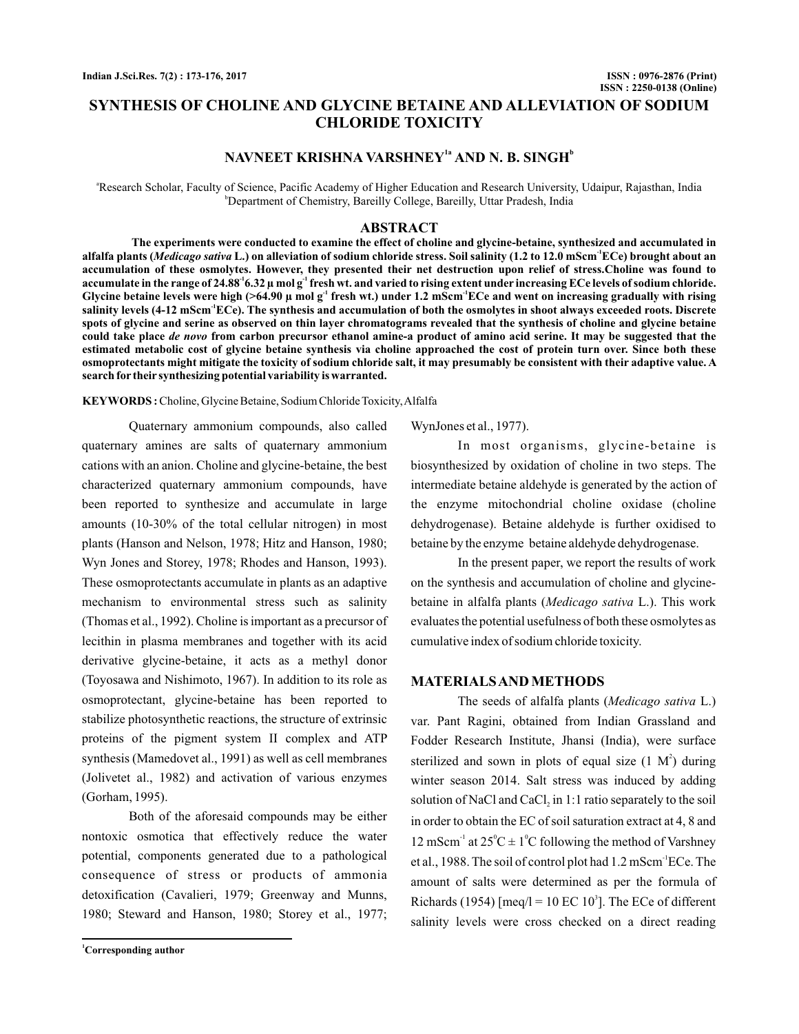# SYNTHESIS OF CHOLINE AND GLYCINE BETAINE AND ALLEVIATION OF SODIUM CHLORIDE TOXICITY

**NAVNEET KRISHNA VARSHNEY[1a] AND N. B. SINGH[b]**

[a]Research Scholar, Faculty of Science, Pacific Academy of Higher Education and Research University, Udaipur, Rajasthan, India
[b]Department of Chemistry, Bareilly College, Bareilly, Uttar Pradesh, India

## ABSTRACT

**The experiments were conducted to examine the effect of choline and glycine-betaine, synthesized and accumulated in alfalfa plants (*Medicago sativa* L.) on alleviation of sodium chloride stress. Soil salinity (1.2 to 12.0 $mScm^{-1}$ECe) brought about an accumulation of these osmolytes. However, they presented their net destruction upon relief of stress.Choline was found to accumulate in the range of 24.88$^{-1}$6.32 µ mol $g^{-1}$ fresh wt. and varied to rising extent under increasing ECe levels of sodium chloride. Glycine betaine levels were high (>64.90 µ mol $g^{-1}$ fresh wt.) under 1.2 $mScm^{-1}$ECe and went on increasing gradually with rising salinity levels (4-12 $mScm^{-1}$ECe). The synthesis and accumulation of both the osmolytes in shoot always exceeded roots. Discrete spots of glycine and serine as observed on thin layer chromatograms revealed that the synthesis of choline and glycine betaine could take place *de novo* from carbon precursor ethanol amine-a product of amino acid serine. It may be suggested that the estimated metabolic cost of glycine betaine synthesis via choline approached the cost of protein turn over. Since both these osmoprotectants might mitigate the toxicity of sodium chloride salt, it may presumably be consistent with their adaptive value. A search for their synthesizing potential variability is warranted.**

**KEYWORDS :** Choline, Glycine Betaine, Sodium Chloride Toxicity, Alfalfa

Quaternary ammonium compounds, also called quaternary amines are salts of quaternary ammonium cations with an anion. Choline and glycine-betaine, the best characterized quaternary ammonium compounds, have been reported to synthesize and accumulate in large amounts (10-30% of the total cellular nitrogen) in most plants (Hanson and Nelson, 1978; Hitz and Hanson, 1980; Wyn Jones and Storey, 1978; Rhodes and Hanson, 1993). These osmoprotectants accumulate in plants as an adaptive mechanism to environmental stress such as salinity (Thomas et al., 1992). Choline is important as a precursor of lecithin in plasma membranes and together with its acid derivative glycine-betaine, it acts as a methyl donor (Toyosawa and Nishimoto, 1967). In addition to its role as osmoprotectant, glycine-betaine has been reported to stabilize photosynthetic reactions, the structure of extrinsic proteins of the pigment system II complex and ATP synthesis (Mamedovet al., 1991) as well as cell membranes (Jolivetet al., 1982) and activation of various enzymes (Gorham, 1995).

Both of the aforesaid compounds may be either nontoxic osmotica that effectively reduce the water potential, components generated due to a pathological consequence of stress or products of ammonia detoxification (Cavalieri, 1979; Greenway and Munns, 1980; Steward and Hanson, 1980; Storey et al., 1977; WynJones et al., 1977).

In most organisms, glycine-betaine is biosynthesized by oxidation of choline in two steps. The intermediate betaine aldehyde is generated by the action of the enzyme mitochondrial choline oxidase (choline dehydrogenase). Betaine aldehyde is further oxidised to betaine by the enzyme betaine aldehyde dehydrogenase.

In the present paper, we report the results of work on the synthesis and accumulation of choline and glycine-betaine in alfalfa plants (*Medicago sativa* L.). This work evaluates the potential usefulness of both these osmolytes as cumulative index of sodium chloride toxicity.

## MATERIALS AND METHODS

The seeds of alfalfa plants (*Medicago sativa* L.) var. Pant Ragini, obtained from Indian Grassland and Fodder Research Institute, Jhansi (India), were surface sterilized and sown in plots of equal size (1 $M^2$) during winter season 2014. Salt stress was induced by adding solution of NaCl and $CaCl_2$ in 1:1 ratio separately to the soil in order to obtain the EC of soil saturation extract at 4, 8 and 12 $mScm^{-1}$ at $25^0C \pm 1^0C$ following the method of Varshney et al., 1988. The soil of control plot had 1.2 $mScm^{-1}$ECe. The amount of salts were determined as per the formula of Richards (1954) [meq/l = 10 EC $10^3$]. The ECe of different salinity levels were cross checked on a direct reading

[1]Corresponding author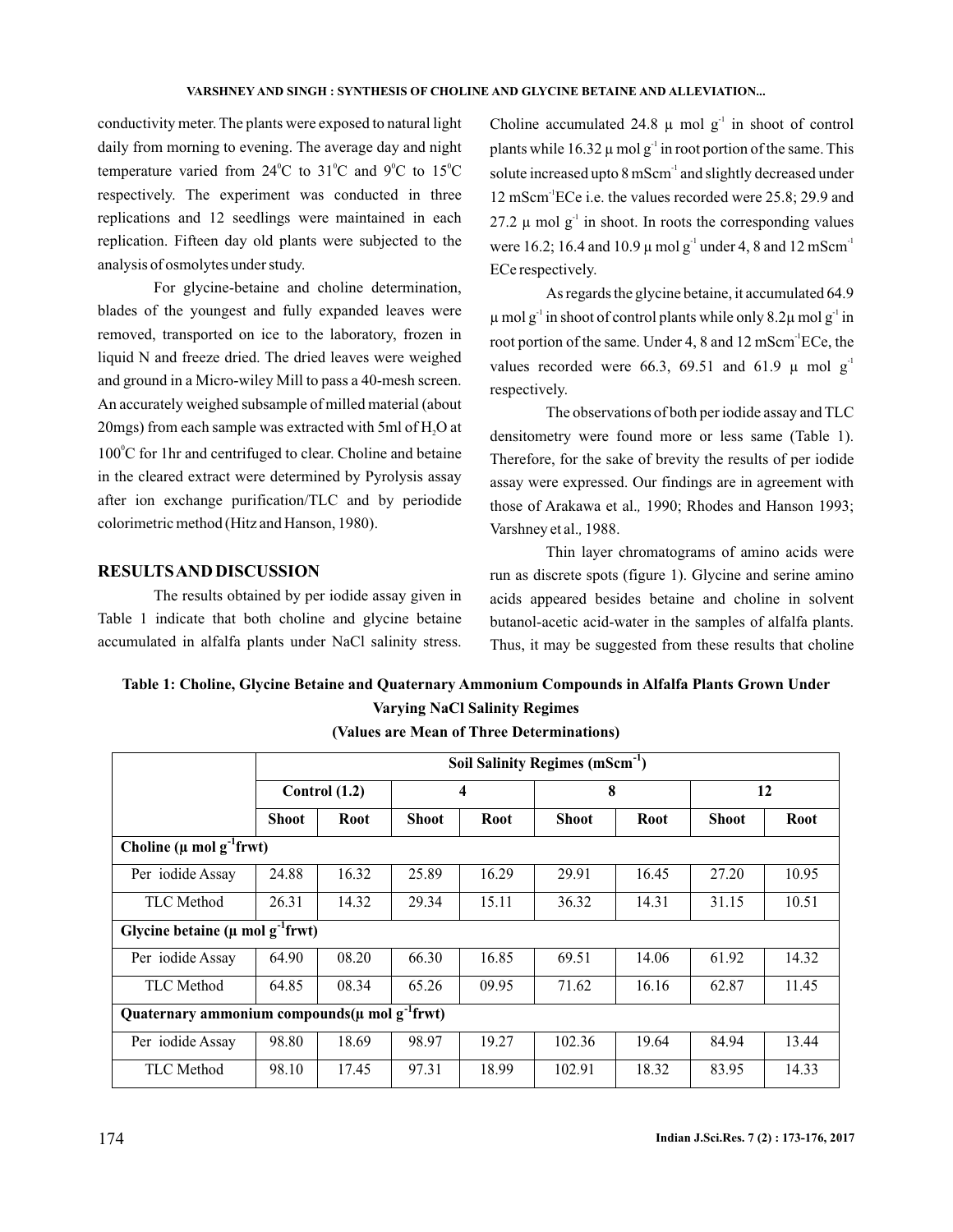conductivity meter. The plants were exposed to natural light daily from morning to evening. The average day and night temperature varied from $24^0$C to $31^0$C and $9^0$C to $15^0$C respectively. The experiment was conducted in three replications and 12 seedlings were maintained in each replication. Fifteen day old plants were subjected to the analysis of osmolytes under study.

For glycine-betaine and choline determination, blades of the youngest and fully expanded leaves were removed, transported on ice to the laboratory, frozen in liquid N and freeze dried. The dried leaves were weighed and ground in a Micro-wiley Mill to pass a 40-mesh screen. An accurately weighed subsample of milled material (about 20mgs) from each sample was extracted with 5ml of $H_2O$ at $100^0$C for 1hr and centrifuged to clear. Choline and betaine in the cleared extract were determined by Pyrolysis assay after ion exchange purification/TLC and by periodide colorimetric method (Hitz and Hanson, 1980).

## RESULTS AND DISCUSSION

The results obtained by per iodide assay given in Table 1 indicate that both choline and glycine betaine accumulated in alfalfa plants under NaCl salinity stress. Choline accumulated 24.8 μ mol $g^{-1}$ in shoot of control plants while 16.32 μ mol $g^{-1}$ in root portion of the same. This solute increased upto 8 $mScm^{-1}$ and slightly decreased under 12 $mScm^{-1}$ECe i.e. the values recorded were 25.8; 29.9 and 27.2 μ mol $g^{-1}$ in shoot. In roots the corresponding values were 16.2; 16.4 and 10.9 μ mol $g^{-1}$ under 4, 8 and 12 $mScm^{-1}$ ECe respectively.

As regards the glycine betaine, it accumulated 64.9 μ mol $g^{-1}$ in shoot of control plants while only 8.2μ mol $g^{-1}$ in root portion of the same. Under 4, 8 and 12 $mScm^{-1}$ECe, the values recorded were 66.3, 69.51 and 61.9 μ mol $g^{-1}$ respectively.

The observations of both per iodide assay and TLC densitometry were found more or less same (Table 1). Therefore, for the sake of brevity the results of per iodide assay were expressed. Our findings are in agreement with those of Arakawa et al*.,* 1990; Rhodes and Hanson 1993; Varshney et al*.,* 1988.

Thin layer chromatograms of amino acids were run as discrete spots (figure 1). Glycine and serine amino acids appeared besides betaine and choline in solvent butanol-acetic acid-water in the samples of alfalfa plants. Thus, it may be suggested from these results that choline

**Table 1: Choline, Glycine Betaine and Quaternary Ammonium Compounds in Alfalfa Plants Grown Under Varying NaCl Salinity Regimes**

**(Values are Mean of Three Determinations)**

| | Soil Salinity Regimes ($mScm^{-1}$) | | | | | | | |
|---|---|---|---|---|---|---|---|---|
| | Control (1.2) | | 4 | | 8 | | 12 | |
| | Shoot | Root | Shoot | Root | Shoot | Root | Shoot | Root |
| **Choline (μ mol $g^{-1}$frwt)** | | | | | | | | |
| Per iodide Assay | 24.88 | 16.32 | 25.89 | 16.29 | 29.91 | 16.45 | 27.20 | 10.95 |
| TLC Method | 26.31 | 14.32 | 29.34 | 15.11 | 36.32 | 14.31 | 31.15 | 10.51 |
| **Glycine betaine (μ mol $g^{-1}$frwt)** | | | | | | | | |
| Per iodide Assay | 64.90 | 08.20 | 66.30 | 16.85 | 69.51 | 14.06 | 61.92 | 14.32 |
| TLC Method | 64.85 | 08.34 | 65.26 | 09.95 | 71.62 | 16.16 | 62.87 | 11.45 |
| **Quaternary ammonium compounds(μ mol $g^{-1}$frwt)** | | | | | | | | |
| Per iodide Assay | 98.80 | 18.69 | 98.97 | 19.27 | 102.36 | 19.64 | 84.94 | 13.44 |
| TLC Method | 98.10 | 17.45 | 97.31 | 18.99 | 102.91 | 18.32 | 83.95 | 14.33 |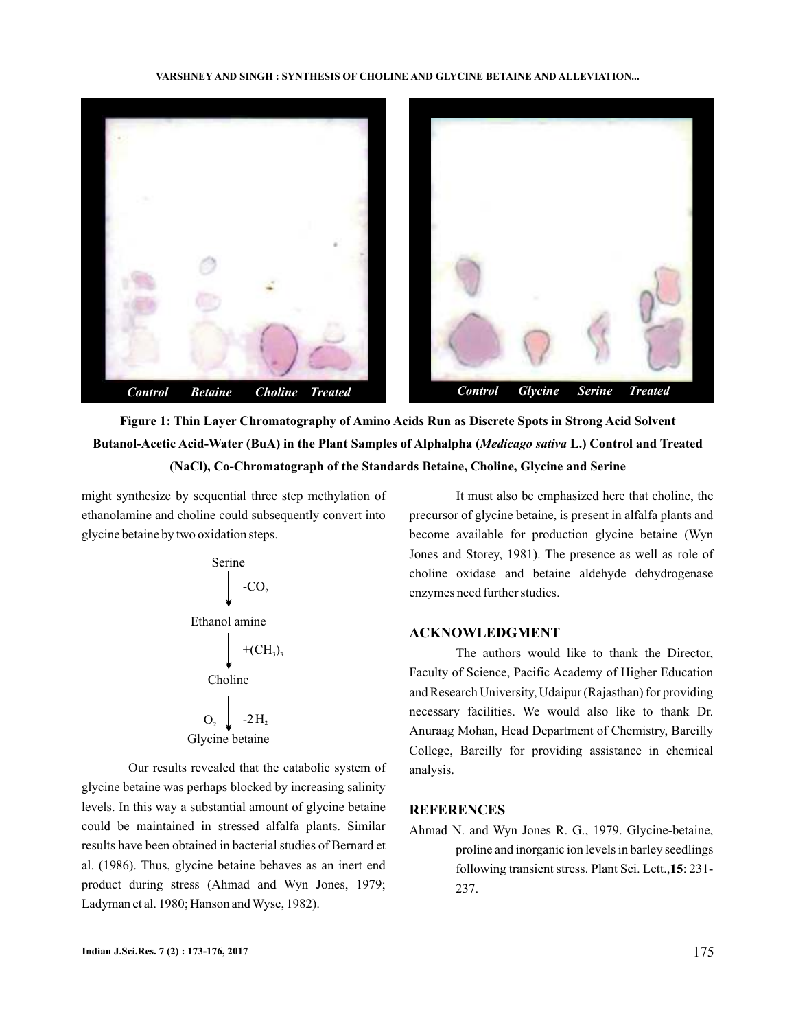Figure 1: Thin Layer Chromatography of Amino Acids Run as Discrete Spots in Strong Acid Solvent Butanol-Acetic Acid-Water (BuA) in the Plant Samples of Alphalpha (*Medicago sativa* L.) Control and Treated (NaCl), Co-Chromatograph of the Standards Betaine, Choline, Glycine and Serine

might synthesize by sequential three step methylation of ethanolamine and choline could subsequently convert into glycine betaine by two oxidation steps.

$$\text{Serine} \xrightarrow{-CO_2} \text{Ethanol amine} \xrightarrow{+(CH_3)_3} \text{Choline} \xrightarrow[O_2]{-2H_2} \text{Glycine betaine}$$

Our results revealed that the catabolic system of glycine betaine was perhaps blocked by increasing salinity levels. In this way a substantial amount of glycine betaine could be maintained in stressed alfalfa plants. Similar results have been obtained in bacterial studies of Bernard et al. (1986). Thus, glycine betaine behaves as an inert end product during stress (Ahmad and Wyn Jones, 1979; Ladyman et al. 1980; Hanson and Wyse, 1982).

It must also be emphasized here that choline, the precursor of glycine betaine, is present in alfalfa plants and become available for production glycine betaine (Wyn Jones and Storey, 1981). The presence as well as role of choline oxidase and betaine aldehyde dehydrogenase enzymes need further studies.

## ACKNOWLEDGMENT

The authors would like to thank the Director, Faculty of Science, Pacific Academy of Higher Education and Research University, Udaipur (Rajasthan) for providing necessary facilities. We would also like to thank Dr. Anuraag Mohan, Head Department of Chemistry, Bareilly College, Bareilly for providing assistance in chemical analysis.

## REFERENCES

Ahmad N. and Wyn Jones R. G., 1979. Glycine-betaine, proline and inorganic ion levels in barley seedlings following transient stress. Plant Sci. Lett.,**15**: 231-237.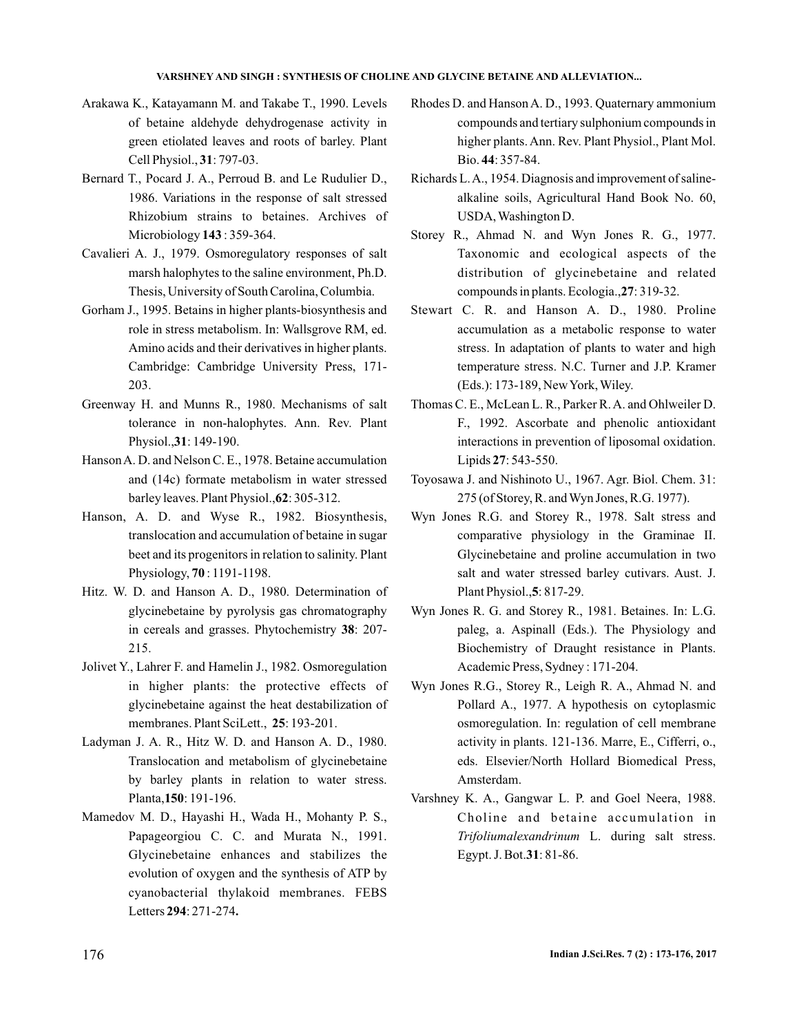Arakawa K., Katayamann M. and Takabe T., 1990. Levels of betaine aldehyde dehydrogenase activity in green etiolated leaves and roots of barley. Plant Cell Physiol., **31**: 797-03.

Bernard T., Pocard J. A., Perroud B. and Le Rudulier D., 1986. Variations in the response of salt stressed Rhizobium strains to betaines. Archives of Microbiology **143** : 359-364.

Cavalieri A. J., 1979. Osmoregulatory responses of salt marsh halophytes to the saline environment, Ph.D. Thesis, University of South Carolina, Columbia.

Gorham J., 1995. Betains in higher plants-biosynthesis and role in stress metabolism. In: Wallsgrove RM, ed. Amino acids and their derivatives in higher plants. Cambridge: Cambridge University Press, 171-203.

Greenway H. and Munns R., 1980. Mechanisms of salt tolerance in non-halophytes. Ann. Rev. Plant Physiol.,**31**: 149-190.

Hanson A. D. and Nelson C. E., 1978. Betaine accumulation and (14c) formate metabolism in water stressed barley leaves. Plant Physiol.,**62**: 305-312.

Hanson, A. D. and Wyse R., 1982. Biosynthesis, translocation and accumulation of betaine in sugar beet and its progenitors in relation to salinity. Plant Physiology, **70** : 1191-1198.

Hitz. W. D. and Hanson A. D., 1980. Determination of glycinebetaine by pyrolysis gas chromatography in cereals and grasses. Phytochemistry **38**: 207-215.

Jolivet Y., Lahrer F. and Hamelin J., 1982. Osmoregulation in higher plants: the protective effects of glycinebetaine against the heat destabilization of membranes. Plant SciLett., **25**: 193-201.

Ladyman J. A. R., Hitz W. D. and Hanson A. D., 1980. Translocation and metabolism of glycinebetaine by barley plants in relation to water stress. Planta,**150**: 191-196.

Mamedov M. D., Hayashi H., Wada H., Mohanty P. S., Papageorgiou C. C. and Murata N., 1991. Glycinebetaine enhances and stabilizes the evolution of oxygen and the synthesis of ATP by cyanobacterial thylakoid membranes. FEBS Letters **294**: 271-274**.**

Rhodes D. and Hanson A. D., 1993. Quaternary ammonium compounds and tertiary sulphonium compounds in higher plants. Ann. Rev. Plant Physiol., Plant Mol. Bio. **44**: 357-84.

Richards L. A., 1954. Diagnosis and improvement of saline-alkaline soils, Agricultural Hand Book No. 60, USDA, Washington D.

Storey R., Ahmad N. and Wyn Jones R. G., 1977. Taxonomic and ecological aspects of the distribution of glycinebetaine and related compounds in plants. Ecologia.,**27**: 319-32.

Stewart C. R. and Hanson A. D., 1980. Proline accumulation as a metabolic response to water stress. In adaptation of plants to water and high temperature stress. N.C. Turner and J.P. Kramer (Eds.): 173-189, New York, Wiley.

Thomas C. E., McLean L. R., Parker R. A. and Ohlweiler D. F., 1992. Ascorbate and phenolic antioxidant interactions in prevention of liposomal oxidation. Lipids **27**: 543-550.

Toyosawa J. and Nishinoto U., 1967. Agr. Biol. Chem. 31: 275 (of Storey, R. and Wyn Jones, R.G. 1977).

Wyn Jones R.G. and Storey R., 1978. Salt stress and comparative physiology in the Graminae II. Glycinebetaine and proline accumulation in two salt and water stressed barley cutivars. Aust. J. Plant Physiol.,**5**: 817-29.

Wyn Jones R. G. and Storey R., 1981. Betaines. In: L.G. paleg, a. Aspinall (Eds.). The Physiology and Biochemistry of Draught resistance in Plants. Academic Press, Sydney : 171-204.

Wyn Jones R.G., Storey R., Leigh R. A., Ahmad N. and Pollard A., 1977. A hypothesis on cytoplasmic osmoregulation. In: regulation of cell membrane activity in plants. 121-136. Marre, E., Cifferri, o., eds. Elsevier/North Hollard Biomedical Press, Amsterdam.

Varshney K. A., Gangwar L. P. and Goel Neera, 1988. Choline and betaine accumulation in *Trifoliumalexandrinum* L. during salt stress. Egypt. J. Bot.**31**: 81-86.